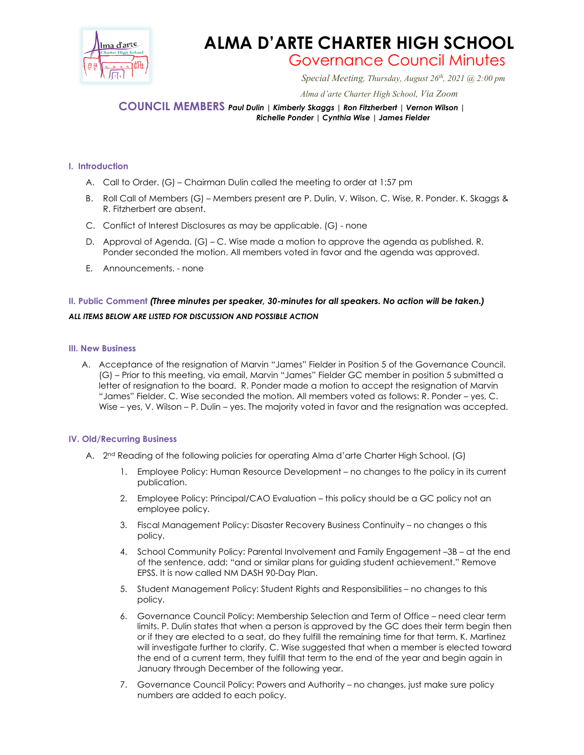# ALMA D'ARTE CHARTER HIGH SCHOOL

## Governance Council Minutes

*Special Meeting, Thursday, August 26th, 2021 @ 2:00 pm*

*Alma d'arte Charter High School, Via Zoom*

**COUNCIL MEMBERS** ***Paul Dulin | Kimberly Skaggs | Ron Fitzherbert | Vernon Wilson | Richelle Ponder | Cynthia Wise | James Fielder***

### I. Introduction

A. Call to Order. (G) – Chairman Dulin called the meeting to order at 1:57 pm

B. Roll Call of Members (G) – Members present are P. Dulin, V. Wilson, C. Wise, R. Ponder. K. Skaggs & R. Fitzherbert are absent.

C. Conflict of Interest Disclosures as may be applicable. (G) - none

D. Approval of Agenda. (G) – C. Wise made a motion to approve the agenda as published. R. Ponder seconded the motion. All members voted in favor and the agenda was approved.

E. Announcements. - none

### II. Public Comment *(Three minutes per speaker, 30-minutes for all speakers. No action will be taken.)*

***ALL ITEMS BELOW ARE LISTED FOR DISCUSSION AND POSSIBLE ACTION***

### III. New Business

A. Acceptance of the resignation of Marvin "James" Fielder in Position 5 of the Governance Council. (G) – Prior to this meeting, via email, Marvin "James" Fielder GC member in position 5 submitted a letter of resignation to the board. R. Ponder made a motion to accept the resignation of Marvin "James" Fielder. C. Wise seconded the motion. All members voted as follows: R. Ponder – yes, C. Wise – yes, V. Wilson – P. Dulin – yes. The majority voted in favor and the resignation was accepted.

### IV. Old/Recurring Business

A. 2nd Reading of the following policies for operating Alma d'arte Charter High School. (G)

1. Employee Policy: Human Resource Development – no changes to the policy in its current publication.
2. Employee Policy: Principal/CAO Evaluation – this policy should be a GC policy not an employee policy.
3. Fiscal Management Policy: Disaster Recovery Business Continuity – no changes o this policy.
4. School Community Policy: Parental Involvement and Family Engagement –3B – at the end of the sentence, add: "and or similar plans for guiding student achievement." Remove EPSS. It is now called NM DASH 90-Day Plan.
5. Student Management Policy: Student Rights and Responsibilities – no changes to this policy.
6. Governance Council Policy: Membership Selection and Term of Office – need clear term limits. P. Dulin states that when a person is approved by the GC does their term begin then or if they are elected to a seat, do they fulfill the remaining time for that term. K. Martinez will investigate further to clarify. C. Wise suggested that when a member is elected toward the end of a current term, they fulfill that term to the end of the year and begin again in January through December of the following year.
7. Governance Council Policy: Powers and Authority – no changes, just make sure policy numbers are added to each policy.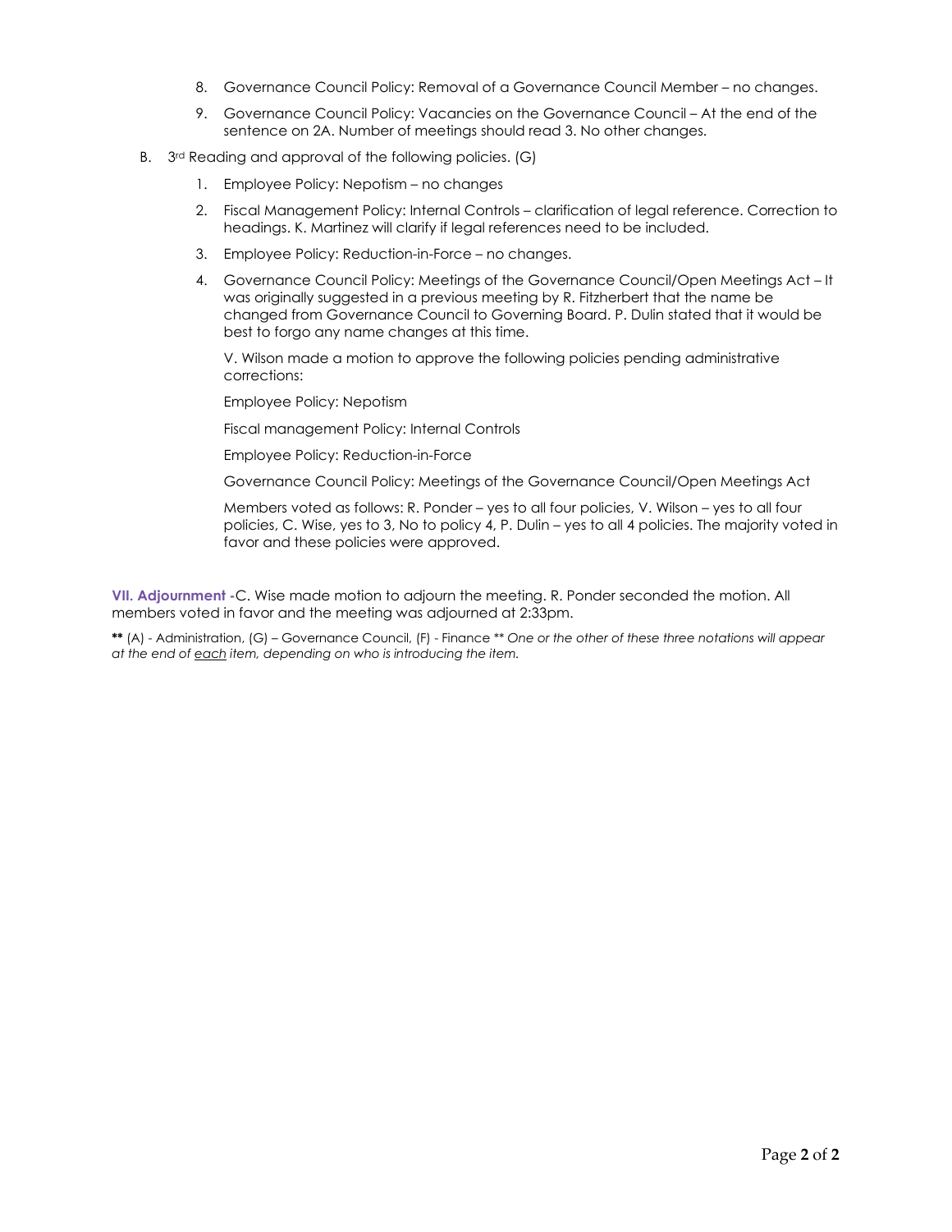8. Governance Council Policy: Removal of a Governance Council Member – no changes.
9. Governance Council Policy: Vacancies on the Governance Council – At the end of the sentence on 2A. Number of meetings should read 3. No other changes.

B. 3rd Reading and approval of the following policies. (G)

1. Employee Policy: Nepotism – no changes
2. Fiscal Management Policy: Internal Controls – clarification of legal reference. Correction to headings. K. Martinez will clarify if legal references need to be included.
3. Employee Policy: Reduction-in-Force – no changes.
4. Governance Council Policy: Meetings of the Governance Council/Open Meetings Act – It was originally suggested in a previous meeting by R. Fitzherbert that the name be changed from Governance Council to Governing Board. P. Dulin stated that it would be best to forgo any name changes at this time.

   V. Wilson made a motion to approve the following policies pending administrative corrections:

   Employee Policy: Nepotism

   Fiscal management Policy: Internal Controls

   Employee Policy: Reduction-in-Force

   Governance Council Policy: Meetings of the Governance Council/Open Meetings Act

   Members voted as follows: R. Ponder – yes to all four policies, V. Wilson – yes to all four policies, C. Wise, yes to 3, No to policy 4, P. Dulin – yes to all 4 policies. The majority voted in favor and these policies were approved.

**VII. Adjournment -** C. Wise made motion to adjourn the meeting. R. Ponder seconded the motion. All members voted in favor and the meeting was adjourned at 2:33pm.

**\*\*** (A) - Administration, (G) – Governance Council, (F) - Finance *\*\* One or the other of these three notations will appear at the end of each item, depending on who is introducing the item.*